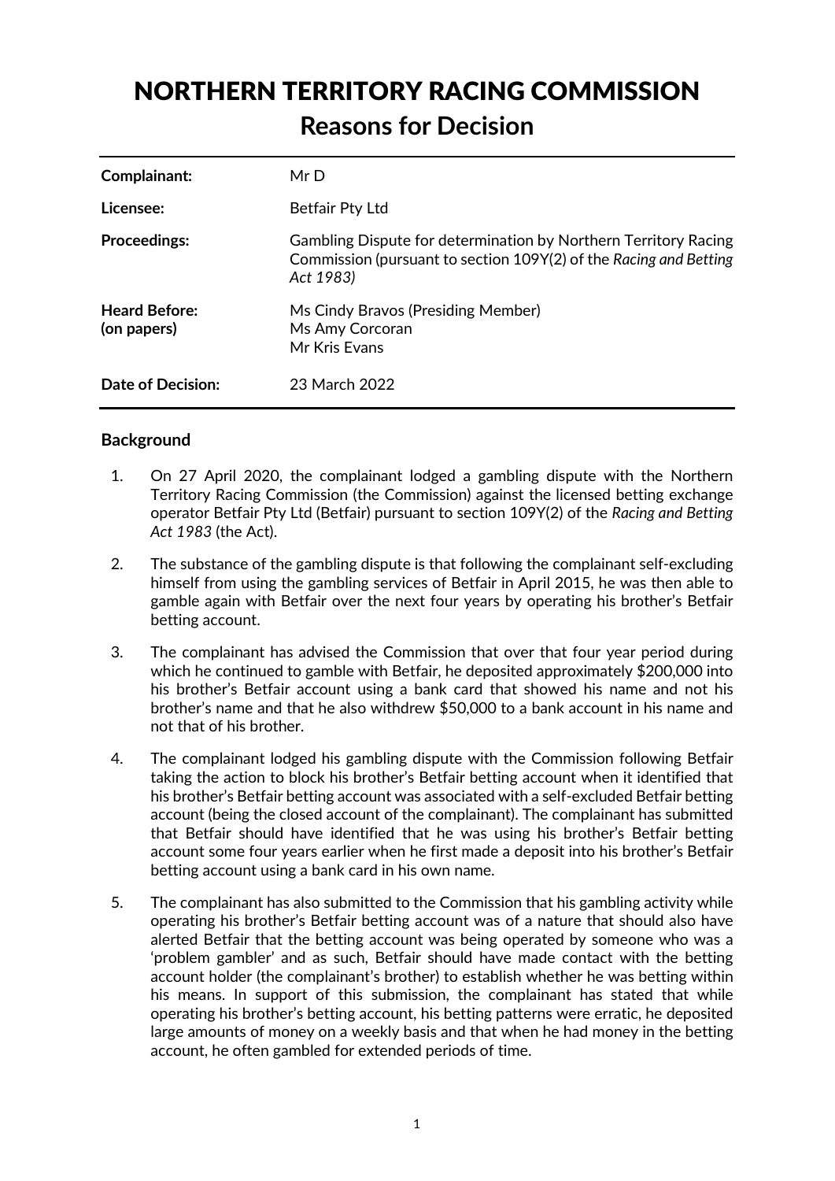# NORTHERN TERRITORY RACING COMMISSION

## Reasons for Decision

| | |
|---|---|
| **Complainant:** | Mr D |
| **Licensee:** | Betfair Pty Ltd |
| **Proceedings:** | Gambling Dispute for determination by Northern Territory Racing Commission (pursuant to section 109Y(2) of the *Racing and Betting Act 1983)* |
| **Heard Before: (on papers)** | Ms Cindy Bravos (Presiding Member)<br>Ms Amy Corcoran<br>Mr Kris Evans |
| **Date of Decision:** | 23 March 2022 |

### Background

1. On 27 April 2020, the complainant lodged a gambling dispute with the Northern Territory Racing Commission (the Commission) against the licensed betting exchange operator Betfair Pty Ltd (Betfair) pursuant to section 109Y(2) of the *Racing and Betting Act 1983* (the Act).

2. The substance of the gambling dispute is that following the complainant self-excluding himself from using the gambling services of Betfair in April 2015, he was then able to gamble again with Betfair over the next four years by operating his brother's Betfair betting account.

3. The complainant has advised the Commission that over that four year period during which he continued to gamble with Betfair, he deposited approximately $200,000 into his brother's Betfair account using a bank card that showed his name and not his brother's name and that he also withdrew $50,000 to a bank account in his name and not that of his brother.

4. The complainant lodged his gambling dispute with the Commission following Betfair taking the action to block his brother's Betfair betting account when it identified that his brother's Betfair betting account was associated with a self-excluded Betfair betting account (being the closed account of the complainant). The complainant has submitted that Betfair should have identified that he was using his brother's Betfair betting account some four years earlier when he first made a deposit into his brother's Betfair betting account using a bank card in his own name.

5. The complainant has also submitted to the Commission that his gambling activity while operating his brother's Betfair betting account was of a nature that should also have alerted Betfair that the betting account was being operated by someone who was a 'problem gambler' and as such, Betfair should have made contact with the betting account holder (the complainant's brother) to establish whether he was betting within his means. In support of this submission, the complainant has stated that while operating his brother's betting account, his betting patterns were erratic, he deposited large amounts of money on a weekly basis and that when he had money in the betting account, he often gambled for extended periods of time.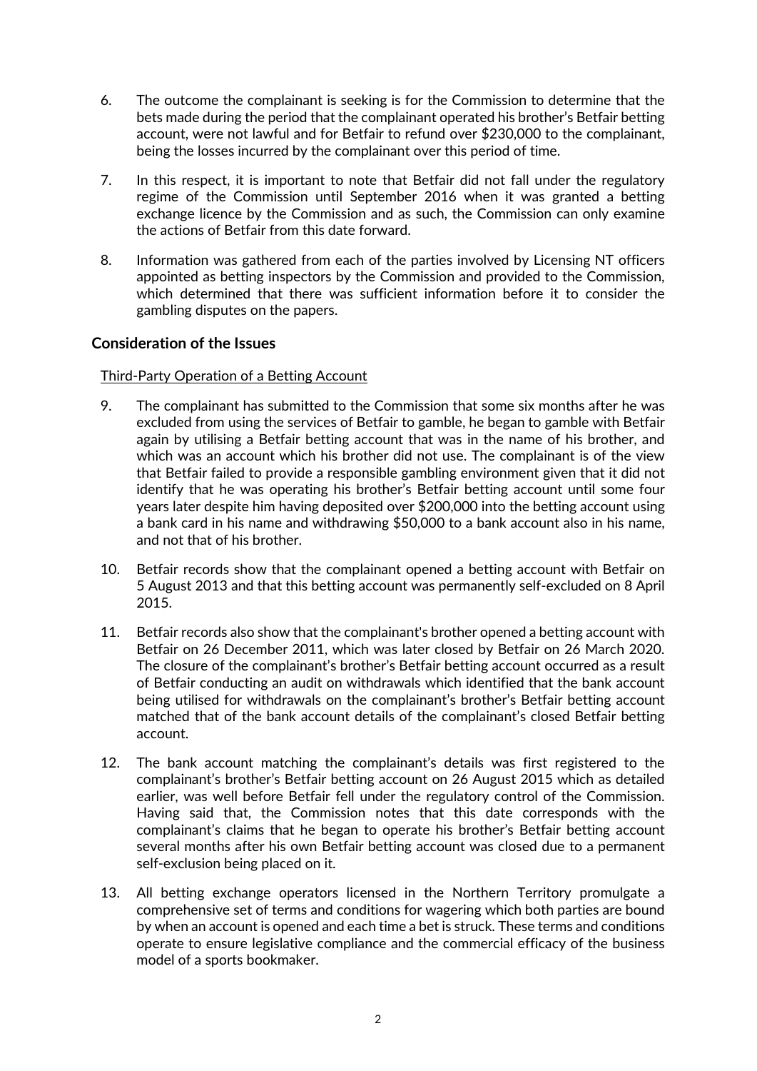6. The outcome the complainant is seeking is for the Commission to determine that the bets made during the period that the complainant operated his brother's Betfair betting account, were not lawful and for Betfair to refund over $230,000 to the complainant, being the losses incurred by the complainant over this period of time.

7. In this respect, it is important to note that Betfair did not fall under the regulatory regime of the Commission until September 2016 when it was granted a betting exchange licence by the Commission and as such, the Commission can only examine the actions of Betfair from this date forward.

8. Information was gathered from each of the parties involved by Licensing NT officers appointed as betting inspectors by the Commission and provided to the Commission, which determined that there was sufficient information before it to consider the gambling disputes on the papers.

## Consideration of the Issues

Third-Party Operation of a Betting Account

9. The complainant has submitted to the Commission that some six months after he was excluded from using the services of Betfair to gamble, he began to gamble with Betfair again by utilising a Betfair betting account that was in the name of his brother, and which was an account which his brother did not use. The complainant is of the view that Betfair failed to provide a responsible gambling environment given that it did not identify that he was operating his brother's Betfair betting account until some four years later despite him having deposited over $200,000 into the betting account using a bank card in his name and withdrawing $50,000 to a bank account also in his name, and not that of his brother.

10. Betfair records show that the complainant opened a betting account with Betfair on 5 August 2013 and that this betting account was permanently self-excluded on 8 April 2015.

11. Betfair records also show that the complainant's brother opened a betting account with Betfair on 26 December 2011, which was later closed by Betfair on 26 March 2020. The closure of the complainant's brother's Betfair betting account occurred as a result of Betfair conducting an audit on withdrawals which identified that the bank account being utilised for withdrawals on the complainant's brother's Betfair betting account matched that of the bank account details of the complainant's closed Betfair betting account.

12. The bank account matching the complainant's details was first registered to the complainant's brother's Betfair betting account on 26 August 2015 which as detailed earlier, was well before Betfair fell under the regulatory control of the Commission. Having said that, the Commission notes that this date corresponds with the complainant's claims that he began to operate his brother's Betfair betting account several months after his own Betfair betting account was closed due to a permanent self-exclusion being placed on it.

13. All betting exchange operators licensed in the Northern Territory promulgate a comprehensive set of terms and conditions for wagering which both parties are bound by when an account is opened and each time a bet is struck. These terms and conditions operate to ensure legislative compliance and the commercial efficacy of the business model of a sports bookmaker.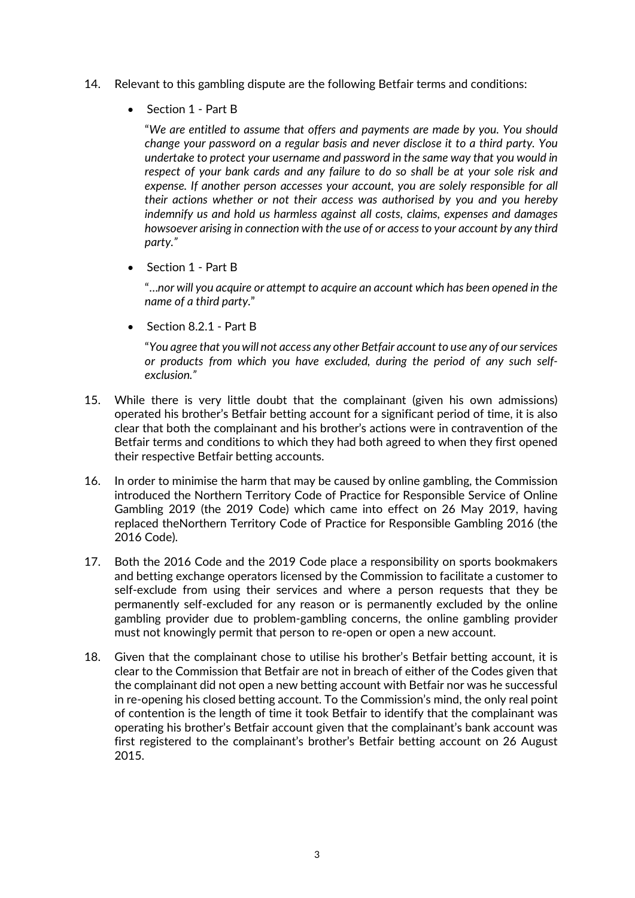14. Relevant to this gambling dispute are the following Betfair terms and conditions:

   - Section 1 - Part B

     "*We are entitled to assume that offers and payments are made by you. You should change your password on a regular basis and never disclose it to a third party. You undertake to protect your username and password in the same way that you would in respect of your bank cards and any failure to do so shall be at your sole risk and expense. If another person accesses your account, you are solely responsible for all their actions whether or not their access was authorised by you and you hereby indemnify us and hold us harmless against all costs, claims, expenses and damages howsoever arising in connection with the use of or access to your account by any third party.*"

   - Section 1 - Part B

     "*…nor will you acquire or attempt to acquire an account which has been opened in the name of a third party.*"

   - Section 8.2.1 - Part B

     "*You agree that you will not access any other Betfair account to use any of our services or products from which you have excluded, during the period of any such self-exclusion.*"

15. While there is very little doubt that the complainant (given his own admissions) operated his brother's Betfair betting account for a significant period of time, it is also clear that both the complainant and his brother's actions were in contravention of the Betfair terms and conditions to which they had both agreed to when they first opened their respective Betfair betting accounts.

16. In order to minimise the harm that may be caused by online gambling, the Commission introduced the Northern Territory Code of Practice for Responsible Service of Online Gambling 2019 (the 2019 Code) which came into effect on 26 May 2019, having replaced theNorthern Territory Code of Practice for Responsible Gambling 2016 (the 2016 Code).

17. Both the 2016 Code and the 2019 Code place a responsibility on sports bookmakers and betting exchange operators licensed by the Commission to facilitate a customer to self-exclude from using their services and where a person requests that they be permanently self-excluded for any reason or is permanently excluded by the online gambling provider due to problem-gambling concerns, the online gambling provider must not knowingly permit that person to re-open or open a new account.

18. Given that the complainant chose to utilise his brother's Betfair betting account, it is clear to the Commission that Betfair are not in breach of either of the Codes given that the complainant did not open a new betting account with Betfair nor was he successful in re-opening his closed betting account. To the Commission's mind, the only real point of contention is the length of time it took Betfair to identify that the complainant was operating his brother's Betfair account given that the complainant's bank account was first registered to the complainant's brother's Betfair betting account on 26 August 2015.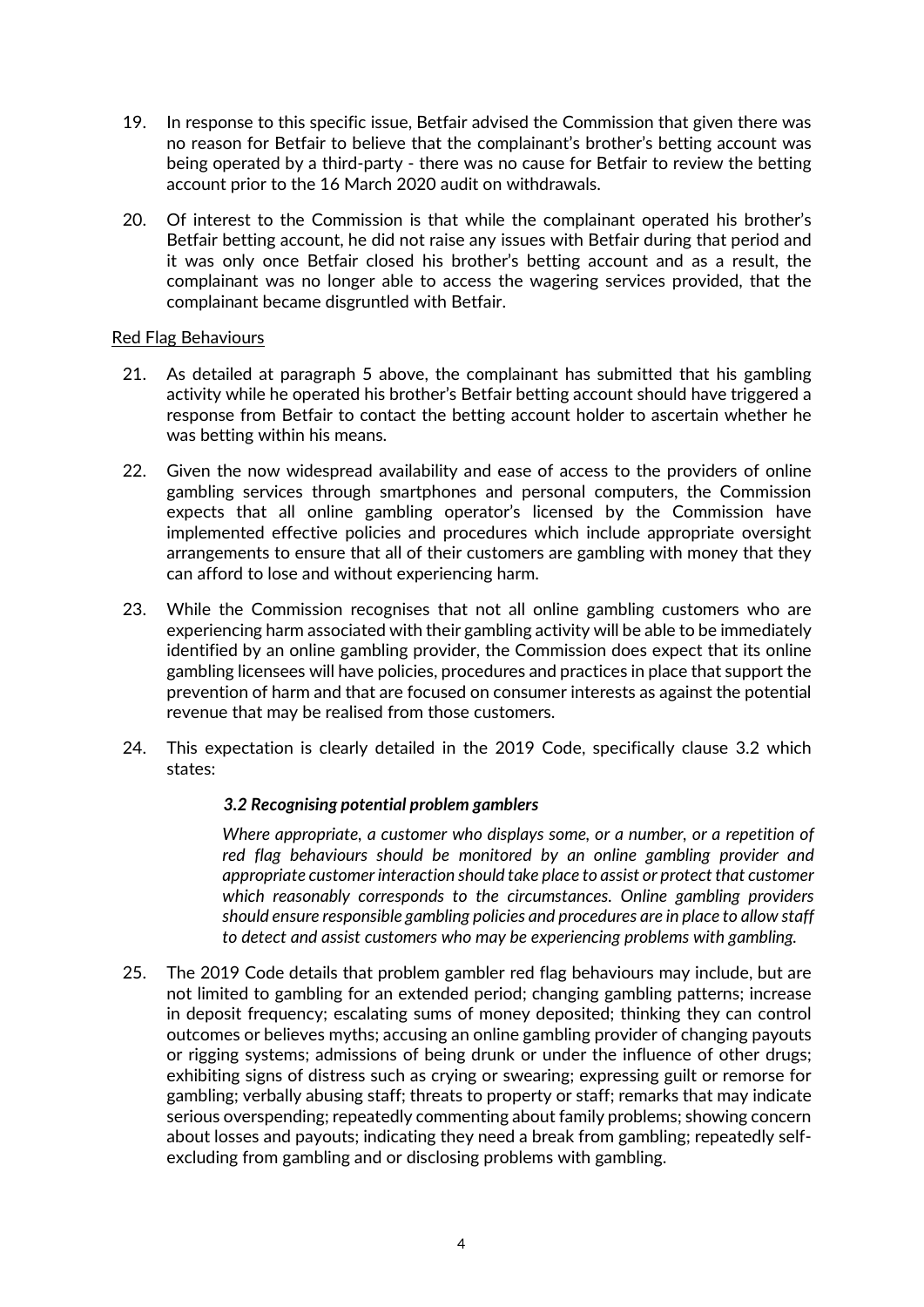19. In response to this specific issue, Betfair advised the Commission that given there was no reason for Betfair to believe that the complainant's brother's betting account was being operated by a third-party - there was no cause for Betfair to review the betting account prior to the 16 March 2020 audit on withdrawals.

20. Of interest to the Commission is that while the complainant operated his brother's Betfair betting account, he did not raise any issues with Betfair during that period and it was only once Betfair closed his brother's betting account and as a result, the complainant was no longer able to access the wagering services provided, that the complainant became disgruntled with Betfair.

<u>Red Flag Behaviours</u>

21. As detailed at paragraph 5 above, the complainant has submitted that his gambling activity while he operated his brother's Betfair betting account should have triggered a response from Betfair to contact the betting account holder to ascertain whether he was betting within his means.

22. Given the now widespread availability and ease of access to the providers of online gambling services through smartphones and personal computers, the Commission expects that all online gambling operator's licensed by the Commission have implemented effective policies and procedures which include appropriate oversight arrangements to ensure that all of their customers are gambling with money that they can afford to lose and without experiencing harm.

23. While the Commission recognises that not all online gambling customers who are experiencing harm associated with their gambling activity will be able to be immediately identified by an online gambling provider, the Commission does expect that its online gambling licensees will have policies, procedures and practices in place that support the prevention of harm and that are focused on consumer interests as against the potential revenue that may be realised from those customers.

24. This expectation is clearly detailed in the 2019 Code, specifically clause 3.2 which states:

    ***3.2 Recognising potential problem gamblers***

    *Where appropriate, a customer who displays some, or a number, or a repetition of red flag behaviours should be monitored by an online gambling provider and appropriate customer interaction should take place to assist or protect that customer which reasonably corresponds to the circumstances. Online gambling providers should ensure responsible gambling policies and procedures are in place to allow staff to detect and assist customers who may be experiencing problems with gambling.*

25. The 2019 Code details that problem gambler red flag behaviours may include, but are not limited to gambling for an extended period; changing gambling patterns; increase in deposit frequency; escalating sums of money deposited; thinking they can control outcomes or believes myths; accusing an online gambling provider of changing payouts or rigging systems; admissions of being drunk or under the influence of other drugs; exhibiting signs of distress such as crying or swearing; expressing guilt or remorse for gambling; verbally abusing staff; threats to property or staff; remarks that may indicate serious overspending; repeatedly commenting about family problems; showing concern about losses and payouts; indicating they need a break from gambling; repeatedly self-excluding from gambling and or disclosing problems with gambling.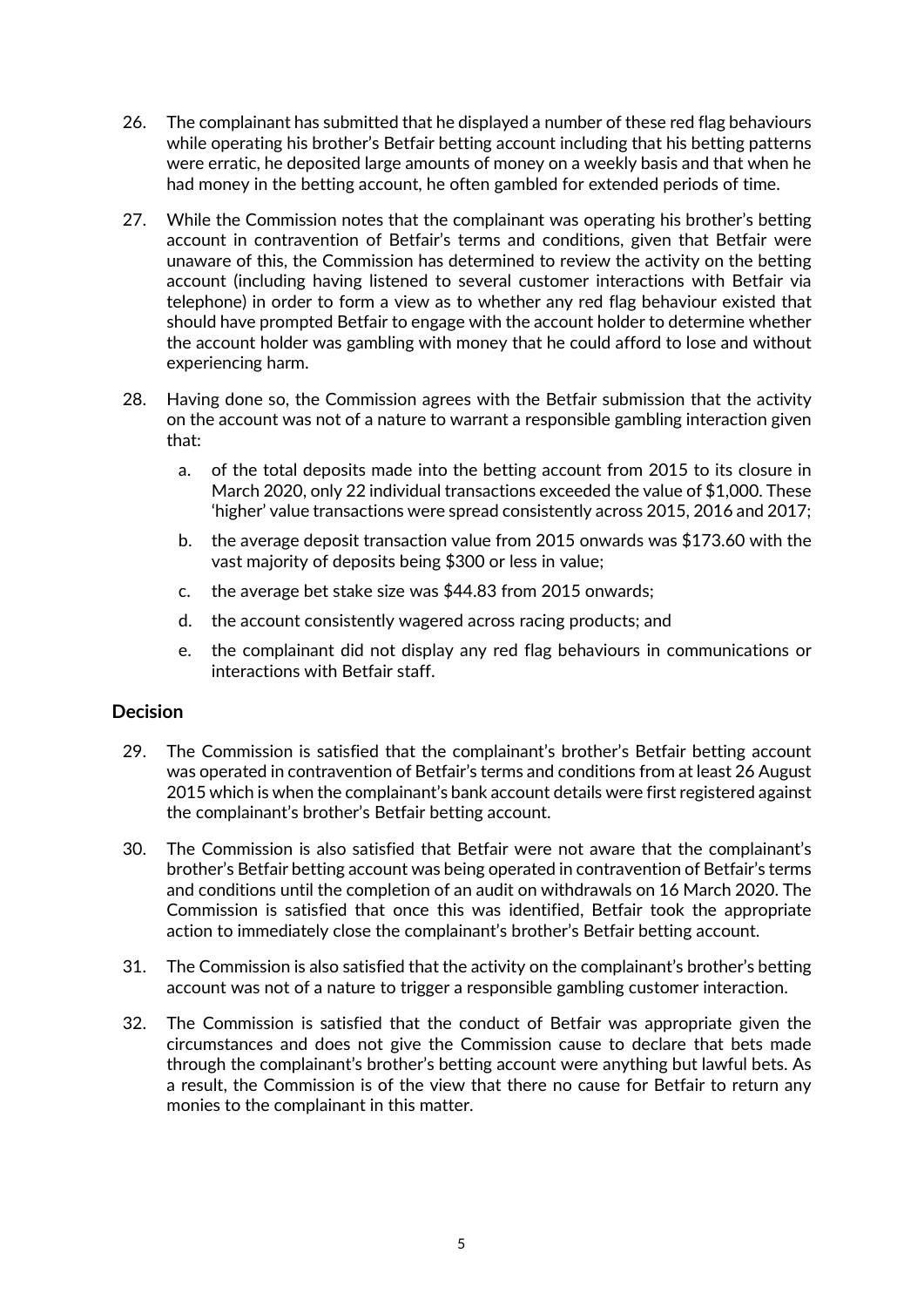26. The complainant has submitted that he displayed a number of these red flag behaviours while operating his brother's Betfair betting account including that his betting patterns were erratic, he deposited large amounts of money on a weekly basis and that when he had money in the betting account, he often gambled for extended periods of time.

27. While the Commission notes that the complainant was operating his brother's betting account in contravention of Betfair's terms and conditions, given that Betfair were unaware of this, the Commission has determined to review the activity on the betting account (including having listened to several customer interactions with Betfair via telephone) in order to form a view as to whether any red flag behaviour existed that should have prompted Betfair to engage with the account holder to determine whether the account holder was gambling with money that he could afford to lose and without experiencing harm.

28. Having done so, the Commission agrees with the Betfair submission that the activity on the account was not of a nature to warrant a responsible gambling interaction given that:

    a. of the total deposits made into the betting account from 2015 to its closure in March 2020, only 22 individual transactions exceeded the value of $1,000. These 'higher' value transactions were spread consistently across 2015, 2016 and 2017;

    b. the average deposit transaction value from 2015 onwards was $173.60 with the vast majority of deposits being $300 or less in value;

    c. the average bet stake size was $44.83 from 2015 onwards;

    d. the account consistently wagered across racing products; and

    e. the complainant did not display any red flag behaviours in communications or interactions with Betfair staff.

## Decision

29. The Commission is satisfied that the complainant's brother's Betfair betting account was operated in contravention of Betfair's terms and conditions from at least 26 August 2015 which is when the complainant's bank account details were first registered against the complainant's brother's Betfair betting account.

30. The Commission is also satisfied that Betfair were not aware that the complainant's brother's Betfair betting account was being operated in contravention of Betfair's terms and conditions until the completion of an audit on withdrawals on 16 March 2020. The Commission is satisfied that once this was identified, Betfair took the appropriate action to immediately close the complainant's brother's Betfair betting account.

31. The Commission is also satisfied that the activity on the complainant's brother's betting account was not of a nature to trigger a responsible gambling customer interaction.

32. The Commission is satisfied that the conduct of Betfair was appropriate given the circumstances and does not give the Commission cause to declare that bets made through the complainant's brother's betting account were anything but lawful bets. As a result, the Commission is of the view that there no cause for Betfair to return any monies to the complainant in this matter.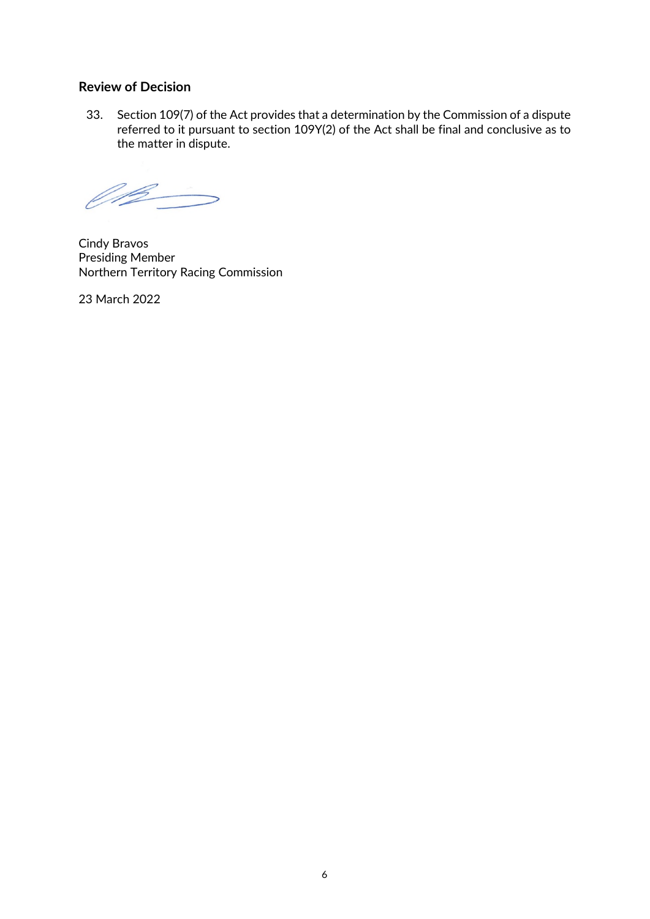## Review of Decision

33. Section 109(7) of the Act provides that a determination by the Commission of a dispute referred to it pursuant to section 109Y(2) of the Act shall be final and conclusive as to the matter in dispute.

Cindy Bravos
Presiding Member
Northern Territory Racing Commission

23 March 2022